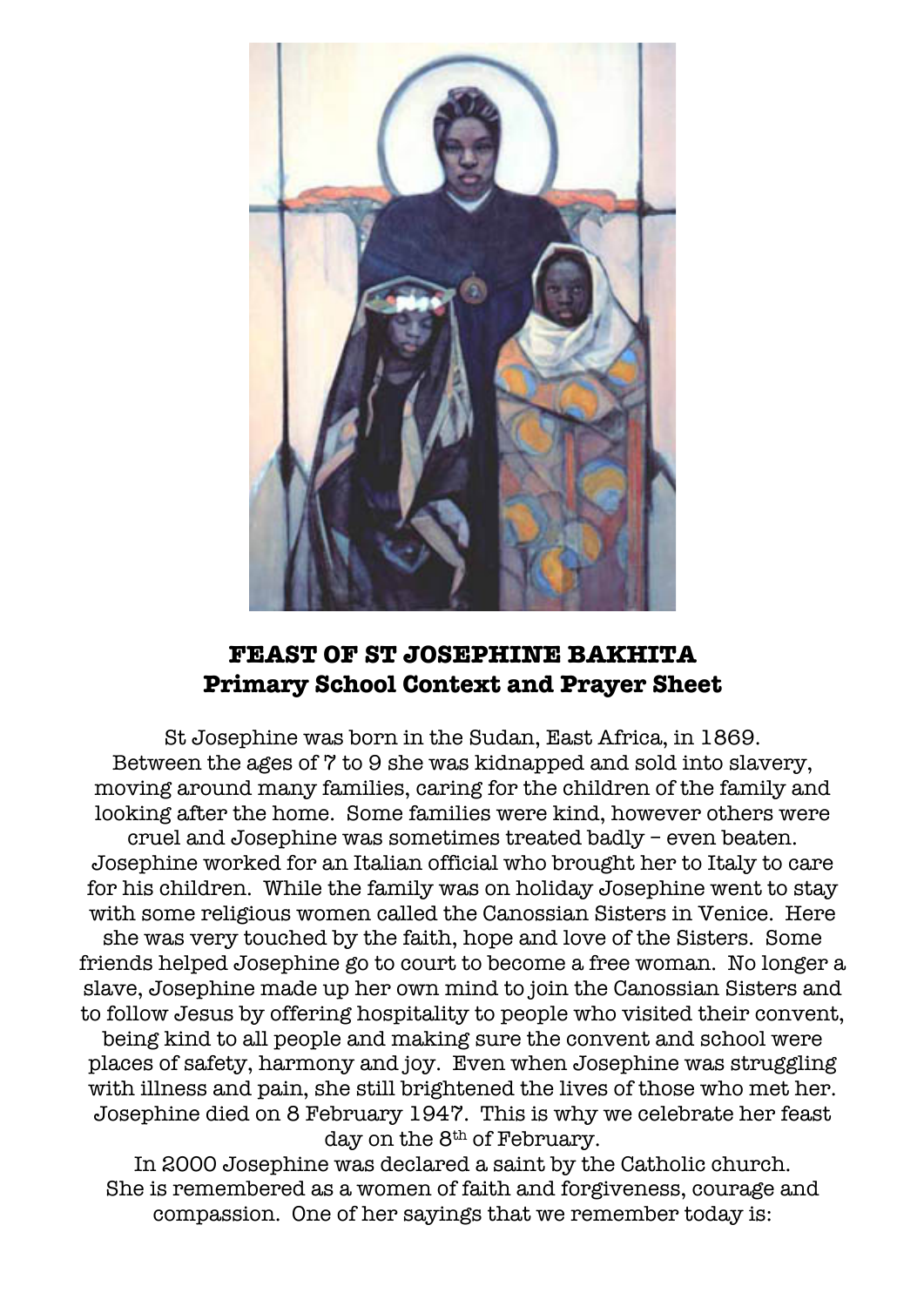**FEAST OF ST JOSEPHINE BAKHITA**
**Primary School Context and Prayer Sheet**

St Josephine was born in the Sudan, East Africa, in 1869. Between the ages of 7 to 9 she was kidnapped and sold into slavery, moving around many families, caring for the children of the family and looking after the home. Some families were kind, however others were cruel and Josephine was sometimes treated badly – even beaten. Josephine worked for an Italian official who brought her to Italy to care for his children. While the family was on holiday Josephine went to stay with some religious women called the Canossian Sisters in Venice. Here she was very touched by the faith, hope and love of the Sisters. Some friends helped Josephine go to court to become a free woman. No longer a slave, Josephine made up her own mind to join the Canossian Sisters and to follow Jesus by offering hospitality to people who visited their convent, being kind to all people and making sure the convent and school were places of safety, harmony and joy. Even when Josephine was struggling with illness and pain, she still brightened the lives of those who met her. Josephine died on 8 February 1947. This is why we celebrate her feast day on the 8th of February.

In 2000 Josephine was declared a saint by the Catholic church. She is remembered as a women of faith and forgiveness, courage and compassion. One of her sayings that we remember today is: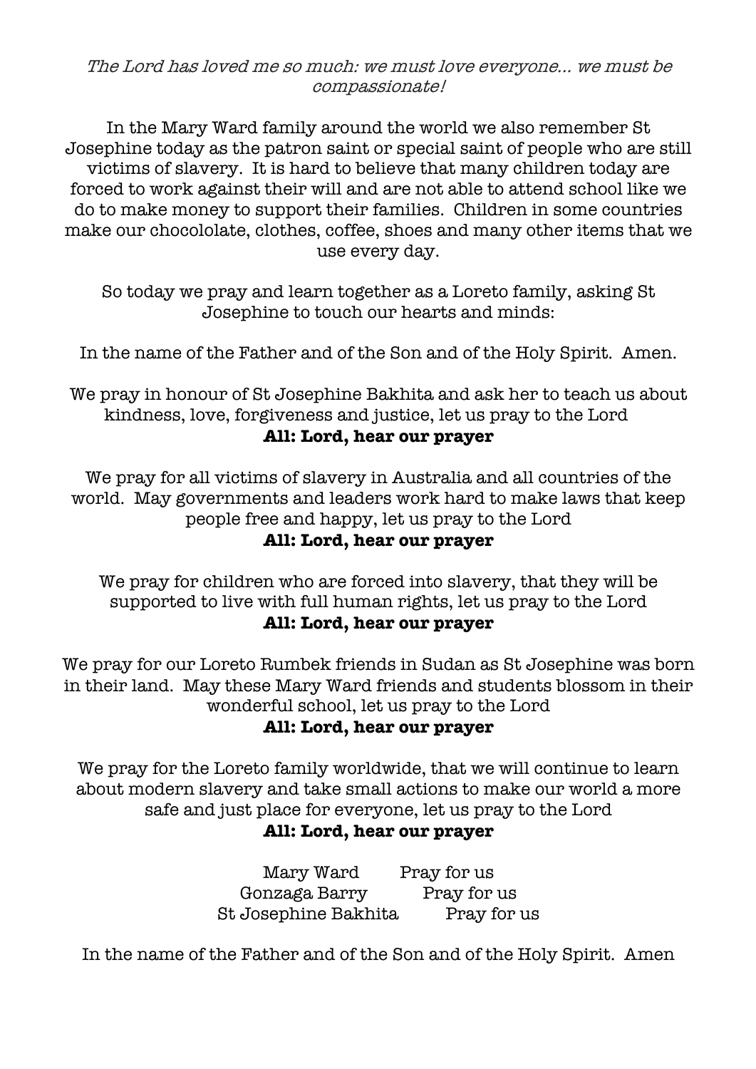*The Lord has loved me so much: we must love everyone... we must be compassionate!*

In the Mary Ward family around the world we also remember St Josephine today as the patron saint or special saint of people who are still victims of slavery. It is hard to believe that many children today are forced to work against their will and are not able to attend school like we do to make money to support their families. Children in some countries make our chocololate, clothes, coffee, shoes and many other items that we use every day.

So today we pray and learn together as a Loreto family, asking St Josephine to touch our hearts and minds:

In the name of the Father and of the Son and of the Holy Spirit. Amen.

We pray in honour of St Josephine Bakhita and ask her to teach us about kindness, love, forgiveness and justice, let us pray to the Lord
**All: Lord, hear our prayer**

We pray for all victims of slavery in Australia and all countries of the world. May governments and leaders work hard to make laws that keep people free and happy, let us pray to the Lord
**All: Lord, hear our prayer**

We pray for children who are forced into slavery, that they will be supported to live with full human rights, let us pray to the Lord
**All: Lord, hear our prayer**

We pray for our Loreto Rumbek friends in Sudan as St Josephine was born in their land. May these Mary Ward friends and students blossom in their wonderful school, let us pray to the Lord
**All: Lord, hear our prayer**

We pray for the Loreto family worldwide, that we will continue to learn about modern slavery and take small actions to make our world a more safe and just place for everyone, let us pray to the Lord
**All: Lord, hear our prayer**

Mary Ward    Pray for us
Gonzaga Barry    Pray for us
St Josephine Bakhita    Pray for us

In the name of the Father and of the Son and of the Holy Spirit. Amen